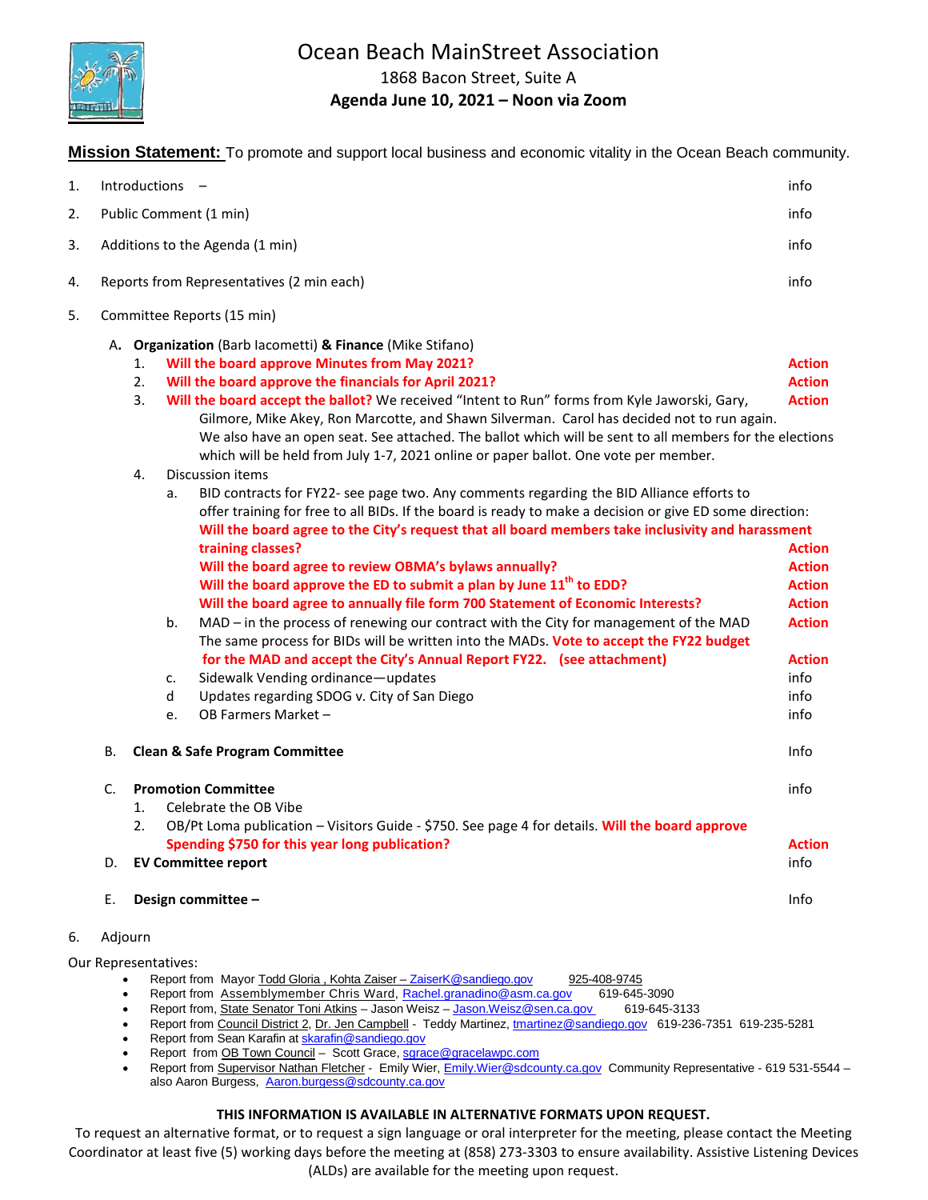# Ocean Beach MainStreet Association

1868 Bacon Street, Suite A

**Agenda June 10, 2021 – Noon via Zoom**

**Mission Statement:** To promote and support local business and economic vitality in the Ocean Beach community.

1. Introductions – info
2. Public Comment (1 min) info
3. Additions to the Agenda (1 min) info
4. Reports from Representatives (2 min each) info
5. Committee Reports (15 min)

   A. **Organization** (Barb Iacometti) **& Finance** (Mike Stifano)
   1. **Will the board approve Minutes from May 2021?** **Action**
   2. **Will the board approve the financials for April 2021?** **Action**
   3. **Will the board accept the ballot?** We received "Intent to Run" forms from Kyle Jaworski, Gary, Gilmore, Mike Akey, Ron Marcotte, and Shawn Silverman. Carol has decided not to run again. We also have an open seat. See attached. The ballot which will be sent to all members for the elections which will be held from July 1-7, 2021 online or paper ballot. One vote per member. **Action**
   4. Discussion items
      a. BID contracts for FY22- see page two. Any comments regarding the BID Alliance efforts to offer training for free to all BIDs. If the board is ready to make a decision or give ED some direction:
      **Will the board agree to the City's request that all board members take inclusivity and harassment training classes?** **Action**
      **Will the board agree to review OBMA's bylaws annually?** **Action**
      **Will the board approve the ED to submit a plan by June 11th to EDD?** **Action**
      **Will the board agree to annually file form 700 Statement of Economic Interests?** **Action**
      b. MAD – in the process of renewing our contract with the City for management of the MAD **Action**
      The same process for BIDs will be written into the MADs. **Vote to accept the FY22 budget for the MAD and accept the City's Annual Report FY22. (see attachment)** **Action**
      c. Sidewalk Vending ordinance—updates info
      d Updates regarding SDOG v. City of San Diego info
      e. OB Farmers Market – info

   B. **Clean & Safe Program Committee** Info

   C. **Promotion Committee** info
   1. Celebrate the OB Vibe
   2. OB/Pt Loma publication – Visitors Guide - $750. See page 4 for details. **Will the board approve Spending $750 for this year long publication?** **Action**

   D. **EV Committee report** info

   E. **Design committee –** Info

6. Adjourn

Our Representatives:

- Report from Mayor Todd Gloria , Kohta Zaiser – ZaiserK@sandiego.gov 925-408-9745
- Report from Assemblymember Chris Ward, Rachel.granadino@asm.ca.gov 619-645-3090
- Report from, State Senator Toni Atkins – Jason Weisz – Jason.Weisz@sen.ca.gov 619-645-3133
- Report from Council District 2, Dr. Jen Campbell - Teddy Martinez, tmartinez@sandiego.gov 619-236-7351 619-235-5281
- Report from Sean Karafin at skarafin@sandiego.gov
- Report from OB Town Council – Scott Grace, sgrace@gracelawpc.com
- Report from Supervisor Nathan Fletcher - Emily Wier, Emily.Wier@sdcounty.ca.gov Community Representative - 619 531-5544 – also Aaron Burgess, Aaron.burgess@sdcounty.ca.gov

**THIS INFORMATION IS AVAILABLE IN ALTERNATIVE FORMATS UPON REQUEST.**

To request an alternative format, or to request a sign language or oral interpreter for the meeting, please contact the Meeting Coordinator at least five (5) working days before the meeting at (858) 273-3303 to ensure availability. Assistive Listening Devices (ALDs) are available for the meeting upon request.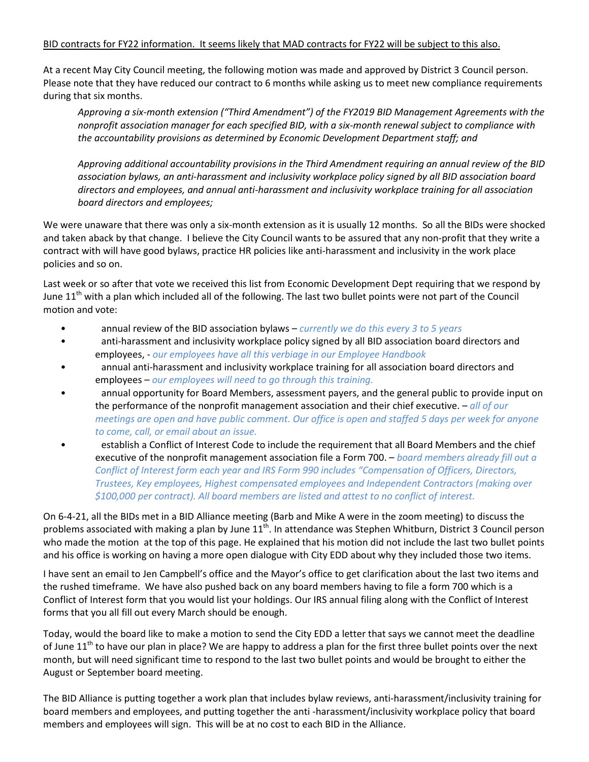<u>BID contracts for FY22 information. It seems likely that MAD contracts for FY22 will be subject to this also.</u>

At a recent May City Council meeting, the following motion was made and approved by District 3 Council person. Please note that they have reduced our contract to 6 months while asking us to meet new compliance requirements during that six months.

> *Approving a six-month extension ("Third Amendment") of the FY2019 BID Management Agreements with the nonprofit association manager for each specified BID, with a six-month renewal subject to compliance with the accountability provisions as determined by Economic Development Department staff; and*
>
> *Approving additional accountability provisions in the Third Amendment requiring an annual review of the BID association bylaws, an anti-harassment and inclusivity workplace policy signed by all BID association board directors and employees, and annual anti-harassment and inclusivity workplace training for all association board directors and employees;*

We were unaware that there was only a six-month extension as it is usually 12 months. So all the BIDs were shocked and taken aback by that change. I believe the City Council wants to be assured that any non-profit that they write a contract with will have good bylaws, practice HR policies like anti-harassment and inclusivity in the work place policies and so on.

Last week or so after that vote we received this list from Economic Development Dept requiring that we respond by June 11th with a plan which included all of the following. The last two bullet points were not part of the Council motion and vote:

- annual review of the BID association bylaws – *currently we do this every 3 to 5 years*
- anti-harassment and inclusivity workplace policy signed by all BID association board directors and employees, - *our employees have all this verbiage in our Employee Handbook*
- annual anti-harassment and inclusivity workplace training for all association board directors and employees – *our employees will need to go through this training.*
- annual opportunity for Board Members, assessment payers, and the general public to provide input on the performance of the nonprofit management association and their chief executive. – *all of our meetings are open and have public comment. Our office is open and staffed 5 days per week for anyone to come, call, or email about an issue.*
- establish a Conflict of Interest Code to include the requirement that all Board Members and the chief executive of the nonprofit management association file a Form 700. – *board members already fill out a Conflict of Interest form each year and IRS Form 990 includes "Compensation of Officers, Directors, Trustees, Key employees, Highest compensated employees and Independent Contractors (making over $100,000 per contract). All board members are listed and attest to no conflict of interest.*

On 6-4-21, all the BIDs met in a BID Alliance meeting (Barb and Mike A were in the zoom meeting) to discuss the problems associated with making a plan by June 11th. In attendance was Stephen Whitburn, District 3 Council person who made the motion at the top of this page. He explained that his motion did not include the last two bullet points and his office is working on having a more open dialogue with City EDD about why they included those two items.

I have sent an email to Jen Campbell's office and the Mayor's office to get clarification about the last two items and the rushed timeframe. We have also pushed back on any board members having to file a form 700 which is a Conflict of Interest form that you would list your holdings. Our IRS annual filing along with the Conflict of Interest forms that you all fill out every March should be enough.

Today, would the board like to make a motion to send the City EDD a letter that says we cannot meet the deadline of June 11th to have our plan in place? We are happy to address a plan for the first three bullet points over the next month, but will need significant time to respond to the last two bullet points and would be brought to either the August or September board meeting.

The BID Alliance is putting together a work plan that includes bylaw reviews, anti-harassment/inclusivity training for board members and employees, and putting together the anti -harassment/inclusivity workplace policy that board members and employees will sign. This will be at no cost to each BID in the Alliance.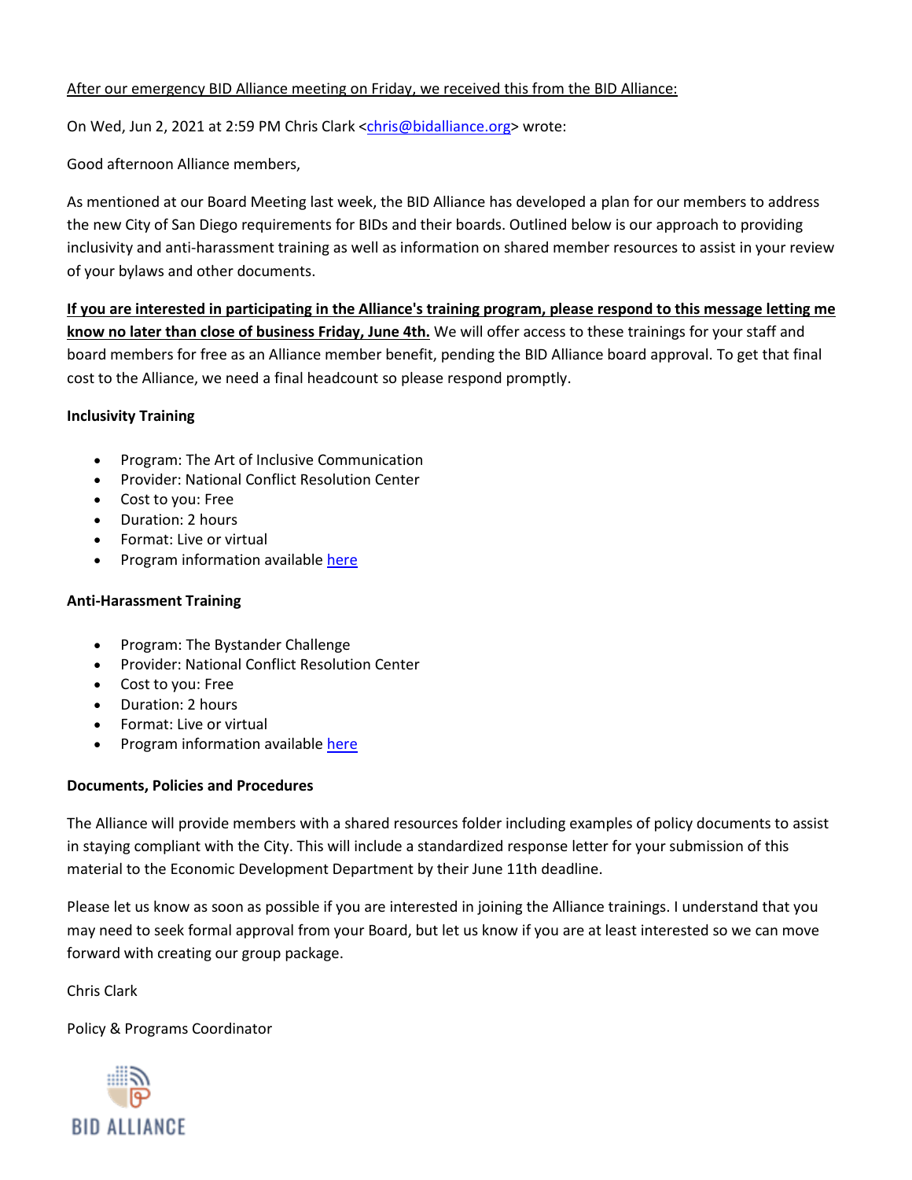<u>After our emergency BID Alliance meeting on Friday, we received this from the BID Alliance:</u>

On Wed, Jun 2, 2021 at 2:59 PM Chris Clark <chris@bidalliance.org> wrote:

Good afternoon Alliance members,

As mentioned at our Board Meeting last week, the BID Alliance has developed a plan for our members to address the new City of San Diego requirements for BIDs and their boards. Outlined below is our approach to providing inclusivity and anti-harassment training as well as information on shared member resources to assist in your review of your bylaws and other documents.

**<u>If you are interested in participating in the Alliance's training program, please respond to this message letting me know no later than close of business Friday, June 4th.</u>** We will offer access to these trainings for your staff and board members for free as an Alliance member benefit, pending the BID Alliance board approval. To get that final cost to the Alliance, we need a final headcount so please respond promptly.

**Inclusivity Training**

- Program: The Art of Inclusive Communication
- Provider: National Conflict Resolution Center
- Cost to you: Free
- Duration: 2 hours
- Format: Live or virtual
- Program information available here

**Anti-Harassment Training**

- Program: The Bystander Challenge
- Provider: National Conflict Resolution Center
- Cost to you: Free
- Duration: 2 hours
- Format: Live or virtual
- Program information available here

**Documents, Policies and Procedures**

The Alliance will provide members with a shared resources folder including examples of policy documents to assist in staying compliant with the City. This will include a standardized response letter for your submission of this material to the Economic Development Department by their June 11th deadline.

Please let us know as soon as possible if you are interested in joining the Alliance trainings. I understand that you may need to seek formal approval from your Board, but let us know if you are at least interested so we can move forward with creating our group package.

Chris Clark

Policy & Programs Coordinator

BID ALLIANCE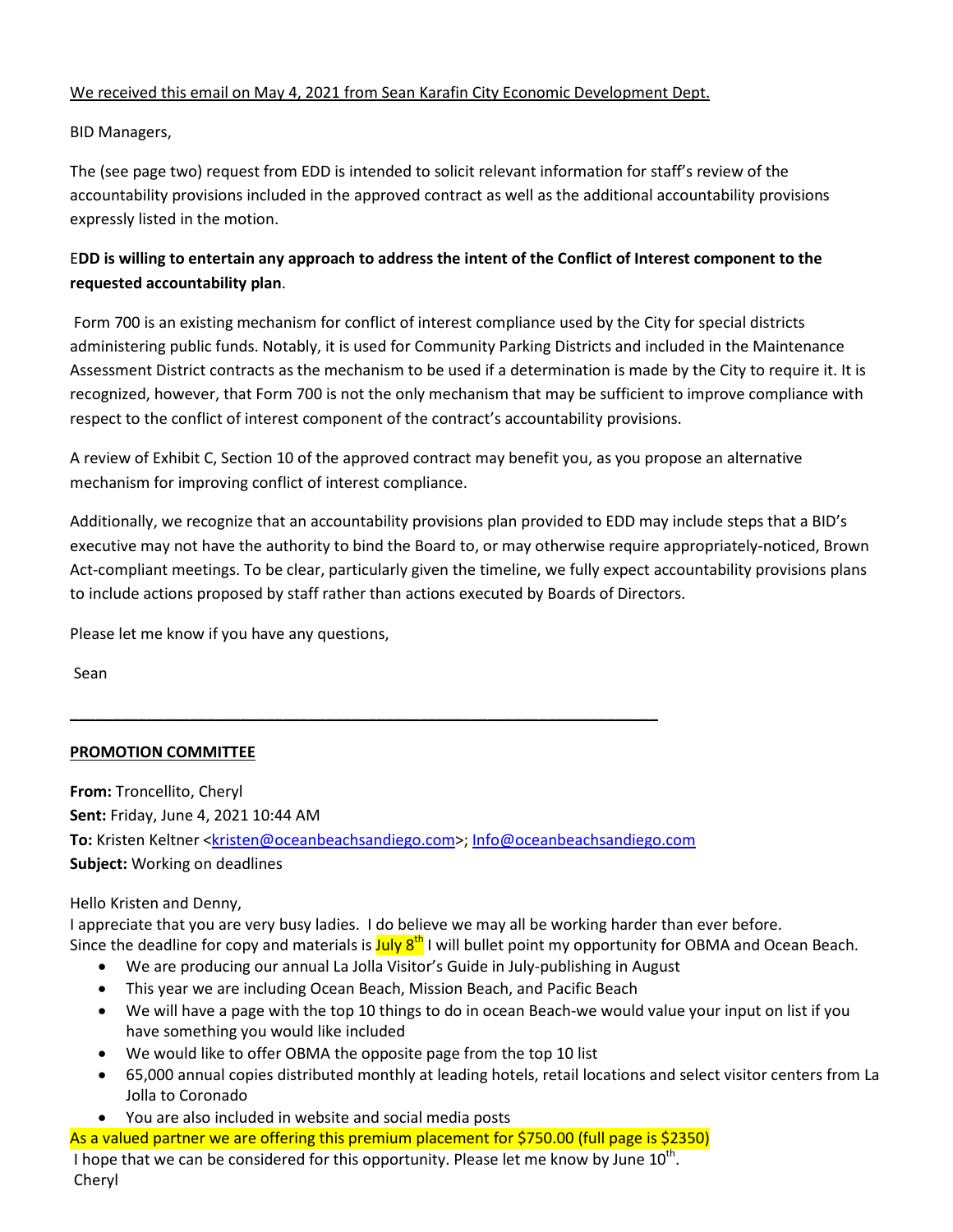We received this email on May 4, 2021 from Sean Karafin City Economic Development Dept.

BID Managers,

The (see page two) request from EDD is intended to solicit relevant information for staff's review of the accountability provisions included in the approved contract as well as the additional accountability provisions expressly listed in the motion.

**EDD is willing to entertain any approach to address the intent of the Conflict of Interest component to the requested accountability plan**.

Form 700 is an existing mechanism for conflict of interest compliance used by the City for special districts administering public funds. Notably, it is used for Community Parking Districts and included in the Maintenance Assessment District contracts as the mechanism to be used if a determination is made by the City to require it. It is recognized, however, that Form 700 is not the only mechanism that may be sufficient to improve compliance with respect to the conflict of interest component of the contract's accountability provisions.

A review of Exhibit C, Section 10 of the approved contract may benefit you, as you propose an alternative mechanism for improving conflict of interest compliance.

Additionally, we recognize that an accountability provisions plan provided to EDD may include steps that a BID's executive may not have the authority to bind the Board to, or may otherwise require appropriately-noticed, Brown Act-compliant meetings. To be clear, particularly given the timeline, we fully expect accountability provisions plans to include actions proposed by staff rather than actions executed by Boards of Directors.

Please let me know if you have any questions,

Sean

---

**PROMOTION COMMITTEE**

**From:** Troncellito, Cheryl
**Sent:** Friday, June 4, 2021 10:44 AM
**To:** Kristen Keltner <kristen@oceanbeachsandiego.com>; Info@oceanbeachsandiego.com
**Subject:** Working on deadlines

Hello Kristen and Denny,
I appreciate that you are very busy ladies. I do believe we may all be working harder than ever before.
Since the deadline for copy and materials is July 8th I will bullet point my opportunity for OBMA and Ocean Beach.

- We are producing our annual La Jolla Visitor's Guide in July-publishing in August
- This year we are including Ocean Beach, Mission Beach, and Pacific Beach
- We will have a page with the top 10 things to do in ocean Beach-we would value your input on list if you have something you would like included
- We would like to offer OBMA the opposite page from the top 10 list
- 65,000 annual copies distributed monthly at leading hotels, retail locations and select visitor centers from La Jolla to Coronado
- You are also included in website and social media posts

As a valued partner we are offering this premium placement for $750.00 (full page is $2350)
I hope that we can be considered for this opportunity. Please let me know by June 10th.
Cheryl